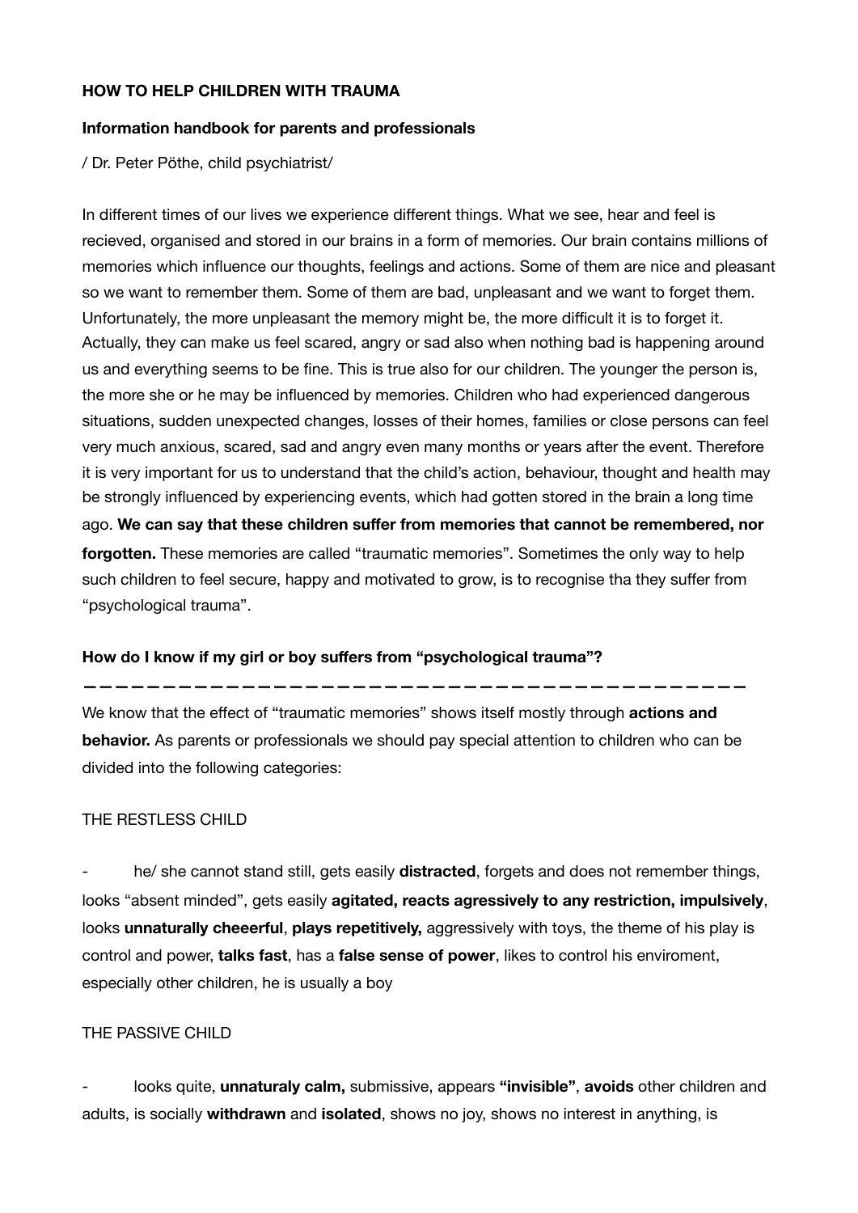**HOW TO HELP CHILDREN WITH TRAUMA**

**Information handbook for parents and professionals**

/ Dr. Peter Pöthe, child psychiatrist/

In different times of our lives we experience different things. What we see, hear and feel is recieved, organised and stored in our brains in a form of memories. Our brain contains millions of memories which influence our thoughts, feelings and actions. Some of them are nice and pleasant so we want to remember them. Some of them are bad, unpleasant and we want to forget them. Unfortunately, the more unpleasant the memory might be, the more difficult it is to forget it. Actually, they can make us feel scared, angry or sad also when nothing bad is happening around us and everything seems to be fine. This is true also for our children. The younger the person is, the more she or he may be influenced by memories. Children who had experienced dangerous situations, sudden unexpected changes, losses of their homes, families or close persons can feel very much anxious, scared, sad and angry even many months or years after the event. Therefore it is very important for us to understand that the child's action, behaviour, thought and health may be strongly influenced by experiencing events, which had gotten stored in the brain a long time ago. **We can say that these children suffer from memories that cannot be remembered, nor forgotten.** These memories are called "traumatic memories". Sometimes the only way to help such children to feel secure, happy and motivated to grow, is to recognise tha they suffer from "psychological trauma".

**How do I know if my girl or boy suffers from "psychological trauma"?**

---

We know that the effect of "traumatic memories" shows itself mostly through **actions and behavior.** As parents or professionals we should pay special attention to children who can be divided into the following categories:

THE RESTLESS CHILD

- he/ she cannot stand still, gets easily **distracted**, forgets and does not remember things, looks "absent minded", gets easily **agitated, reacts agresively to any restriction, impulsively**, looks **unnaturally cheeerful**, **plays repetitively,** aggressively with toys, the theme of his play is control and power, **talks fast**, has a **false sense of power**, likes to control his enviroment, especially other children, he is usually a boy

THE PASSIVE CHILD

- looks quite, **unnaturaly calm,** submissive, appears **"invisible"**, **avoids** other children and adults, is socially **withdrawn** and **isolated**, shows no joy, shows no interest in anything, is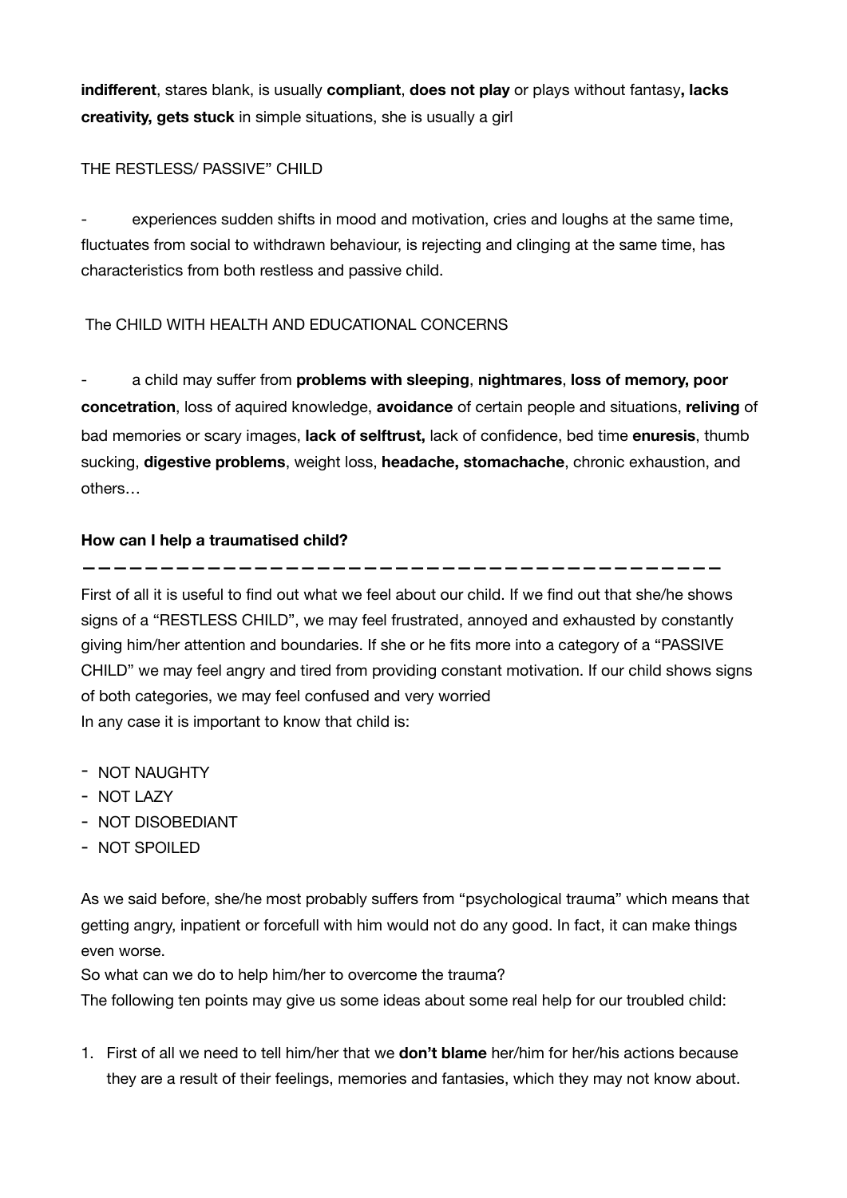**indifferent**, stares blank, is usually **compliant**, **does not play** or plays without fantasy**, lacks creativity, gets stuck** in simple situations, she is usually a girl

THE RESTLESS/ PASSIVE" CHILD

- experiences sudden shifts in mood and motivation, cries and loughs at the same time, fluctuates from social to withdrawn behaviour, is rejecting and clinging at the same time, has characteristics from both restless and passive child.

The CHILD WITH HEALTH AND EDUCATIONAL CONCERNS

- a child may suffer from **problems with sleeping**, **nightmares**, **loss of memory, poor concetration**, loss of aquired knowledge, **avoidance** of certain people and situations, **reliving** of bad memories or scary images, **lack of selftrust,** lack of confidence, bed time **enuresis**, thumb sucking, **digestive problems**, weight loss, **headache, stomachache**, chronic exhaustion, and others…

**How can I help a traumatised child?**

---

First of all it is useful to find out what we feel about our child. If we find out that she/he shows signs of a "RESTLESS CHILD", we may feel frustrated, annoyed and exhausted by constantly giving him/her attention and boundaries. If she or he fits more into a category of a "PASSIVE CHILD" we may feel angry and tired from providing constant motivation. If our child shows signs of both categories, we may feel confused and very worried
In any case it is important to know that child is:

- NOT NAUGHTY
- NOT LAZY
- NOT DISOBEDIANT
- NOT SPOILED

As we said before, she/he most probably suffers from "psychological trauma" which means that getting angry, inpatient or forcefull with him would not do any good. In fact, it can make things even worse.
So what can we do to help him/her to overcome the trauma?
The following ten points may give us some ideas about some real help for our troubled child:

1. First of all we need to tell him/her that we **don't blame** her/him for her/his actions because they are a result of their feelings, memories and fantasies, which they may not know about.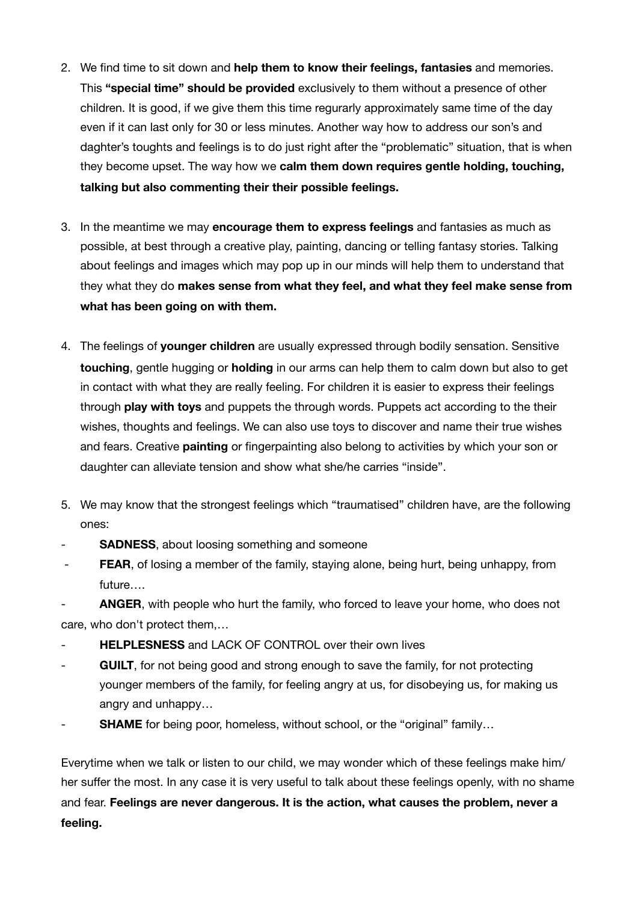2. We find time to sit down and **help them to know their feelings, fantasies** and memories. This **"special time" should be provided** exclusively to them without a presence of other children. It is good, if we give them this time regurarly approximately same time of the day even if it can last only for 30 or less minutes. Another way how to address our son's and daghter's toughts and feelings is to do just right after the "problematic" situation, that is when they become upset. The way how we **calm them down requires gentle holding, touching, talking but also commenting their their possible feelings.**

3. In the meantime we may **encourage them to express feelings** and fantasies as much as possible, at best through a creative play, painting, dancing or telling fantasy stories. Talking about feelings and images which may pop up in our minds will help them to understand that they what they do **makes sense from what they feel, and what they feel make sense from what has been going on with them.**

4. The feelings of **younger children** are usually expressed through bodily sensation. Sensitive **touching**, gentle hugging or **holding** in our arms can help them to calm down but also to get in contact with what they are really feeling. For children it is easier to express their feelings through **play with toys** and puppets the through words. Puppets act according to the their wishes, thoughts and feelings. We can also use toys to discover and name their true wishes and fears. Creative **painting** or fingerpainting also belong to activities by which your son or daughter can alleviate tension and show what she/he carries "inside".

5. We may know that the strongest feelings which "traumatised" children have, are the following ones:

- **SADNESS**, about loosing something and someone
- **FEAR**, of losing a member of the family, staying alone, being hurt, being unhappy, from future….
- **ANGER**, with people who hurt the family, who forced to leave your home, who does not care, who don't protect them,…
- **HELPLESNESS** and LACK OF CONTROL over their own lives
- **GUILT**, for not being good and strong enough to save the family, for not protecting younger members of the family, for feeling angry at us, for disobeying us, for making us angry and unhappy…
- **SHAME** for being poor, homeless, without school, or the "original" family…

Everytime when we talk or listen to our child, we may wonder which of these feelings make him/her suffer the most. In any case it is very useful to talk about these feelings openly, with no shame and fear. **Feelings are never dangerous. It is the action, what causes the problem, never a feeling.**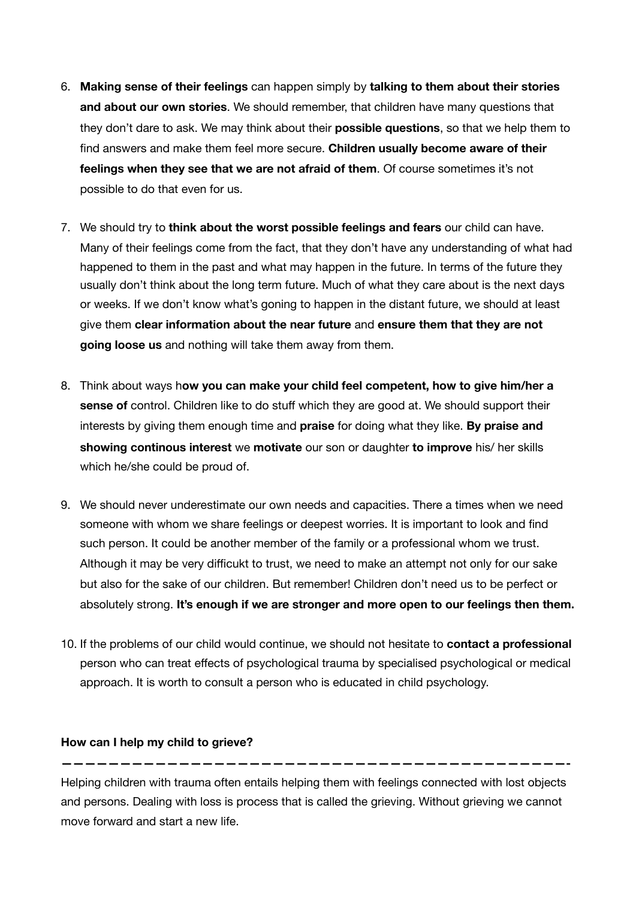6. **Making sense of their feelings** can happen simply by **talking to them about their stories and about our own stories**. We should remember, that children have many questions that they don't dare to ask. We may think about their **possible questions**, so that we help them to find answers and make them feel more secure. **Children usually become aware of their feelings when they see that we are not afraid of them**. Of course sometimes it's not possible to do that even for us.

7. We should try to **think about the worst possible feelings and fears** our child can have. Many of their feelings come from the fact, that they don't have any understanding of what had happened to them in the past and what may happen in the future. In terms of the future they usually don't think about the long term future. Much of what they care about is the next days or weeks. If we don't know what's goning to happen in the distant future, we should at least give them **clear information about the near future** and **ensure them that they are not going loose us** and nothing will take them away from them.

8. Think about ways h**ow you can make your child feel competent, how to give him/her a sense of** control. Children like to do stuff which they are good at. We should support their interests by giving them enough time and **praise** for doing what they like. **By praise and showing continous interest** we **motivate** our son or daughter **to improve** his/ her skills which he/she could be proud of.

9. We should never underestimate our own needs and capacities. There a times when we need someone with whom we share feelings or deepest worries. It is important to look and find such person. It could be another member of the family or a professional whom we trust. Although it may be very diffickukt to trust, we need to make an attempt not only for our sake but also for the sake of our children. But remember! Children don't need us to be perfect or absolutely strong. **It's enough if we are stronger and more open to our feelings then them.**

10. If the problems of our child would continue, we should not hesitate to **contact a professional** person who can treat effects of psychological trauma by specialised psychological or medical approach. It is worth to consult a person who is educated in child psychology.

**How can I help my child to grieve?**

———————————————————————————————————————————-

Helping children with trauma often entails helping them with feelings connected with lost objects and persons. Dealing with loss is process that is called the grieving. Without grieving we cannot move forward and start a new life.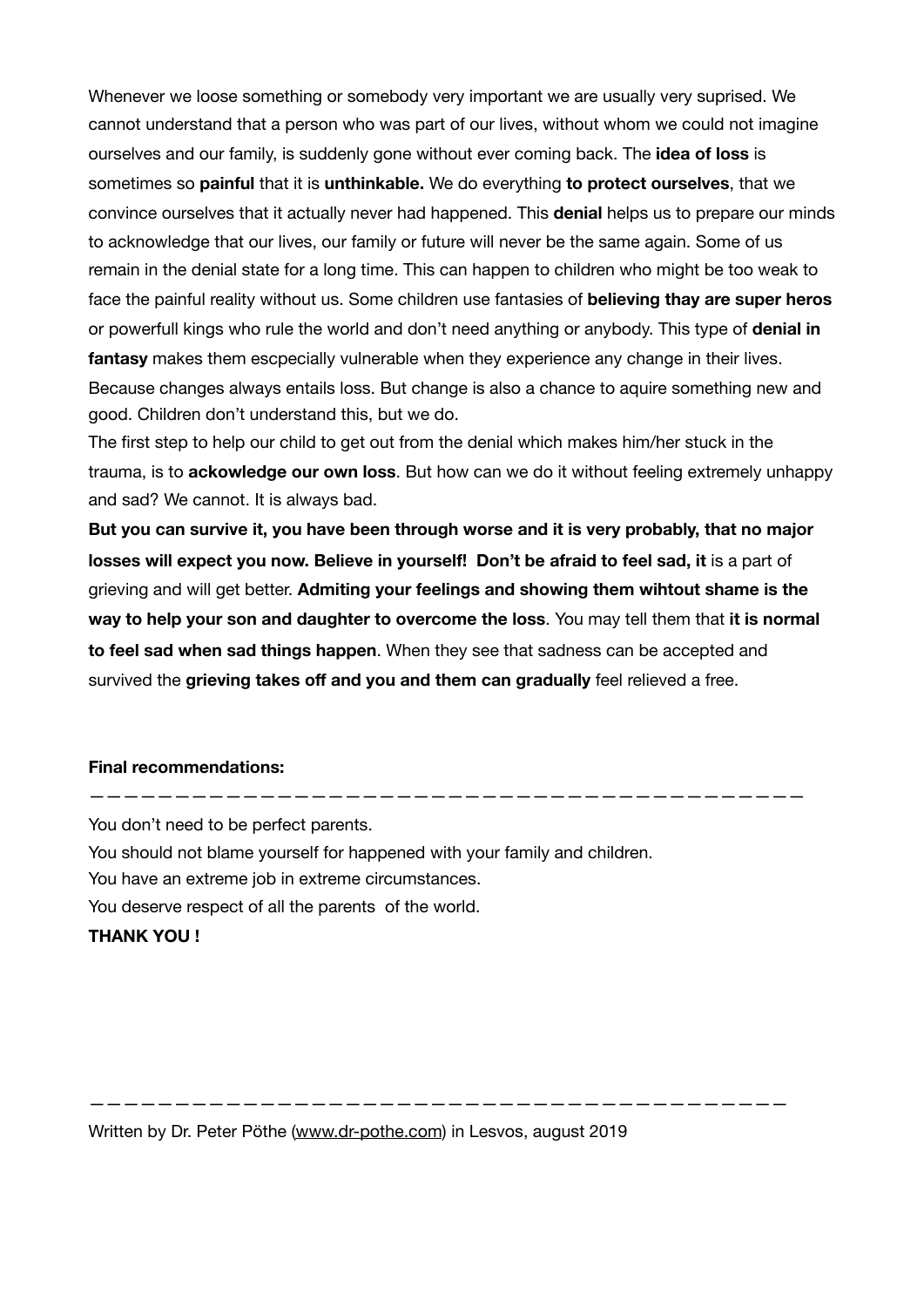Whenever we loose something or somebody very important we are usually very suprised. We cannot understand that a person who was part of our lives, without whom we could not imagine ourselves and our family, is suddenly gone without ever coming back. The **idea of loss** is sometimes so **painful** that it is **unthinkable.** We do everything **to protect ourselves**, that we convince ourselves that it actually never had happened. This **denial** helps us to prepare our minds to acknowledge that our lives, our family or future will never be the same again. Some of us remain in the denial state for a long time. This can happen to children who might be too weak to face the painful reality without us. Some children use fantasies of **believing thay are super heros** or powerfull kings who rule the world and don't need anything or anybody. This type of **denial in fantasy** makes them escpecially vulnerable when they experience any change in their lives. Because changes always entails loss. But change is also a chance to aquire something new and good. Children don't understand this, but we do.

The first step to help our child to get out from the denial which makes him/her stuck in the trauma, is to **ackowledge our own loss**. But how can we do it without feeling extremely unhappy and sad? We cannot. It is always bad.

**But you can survive it, you have been through worse and it is very probably, that no major losses will expect you now. Believe in yourself! Don't be afraid to feel sad, it** is a part of grieving and will get better. **Admiting your feelings and showing them wihtout shame is the way to help your son and daughter to overcome the loss**. You may tell them that **it is normal to feel sad when sad things happen**. When they see that sadness can be accepted and survived the **grieving takes off and you and them can gradually** feel relieved a free.

**Final recommendations:**

———————————————————————————————————————————

You don't need to be perfect parents.

You should not blame yourself for happened with your family and children.

You have an extreme job in extreme circumstances.

You deserve respect of all the parents of the world.

**THANK YOU !**

———————————————————————————————————————————

Written by Dr. Peter Pöthe (www.dr-pothe.com) in Lesvos, august 2019